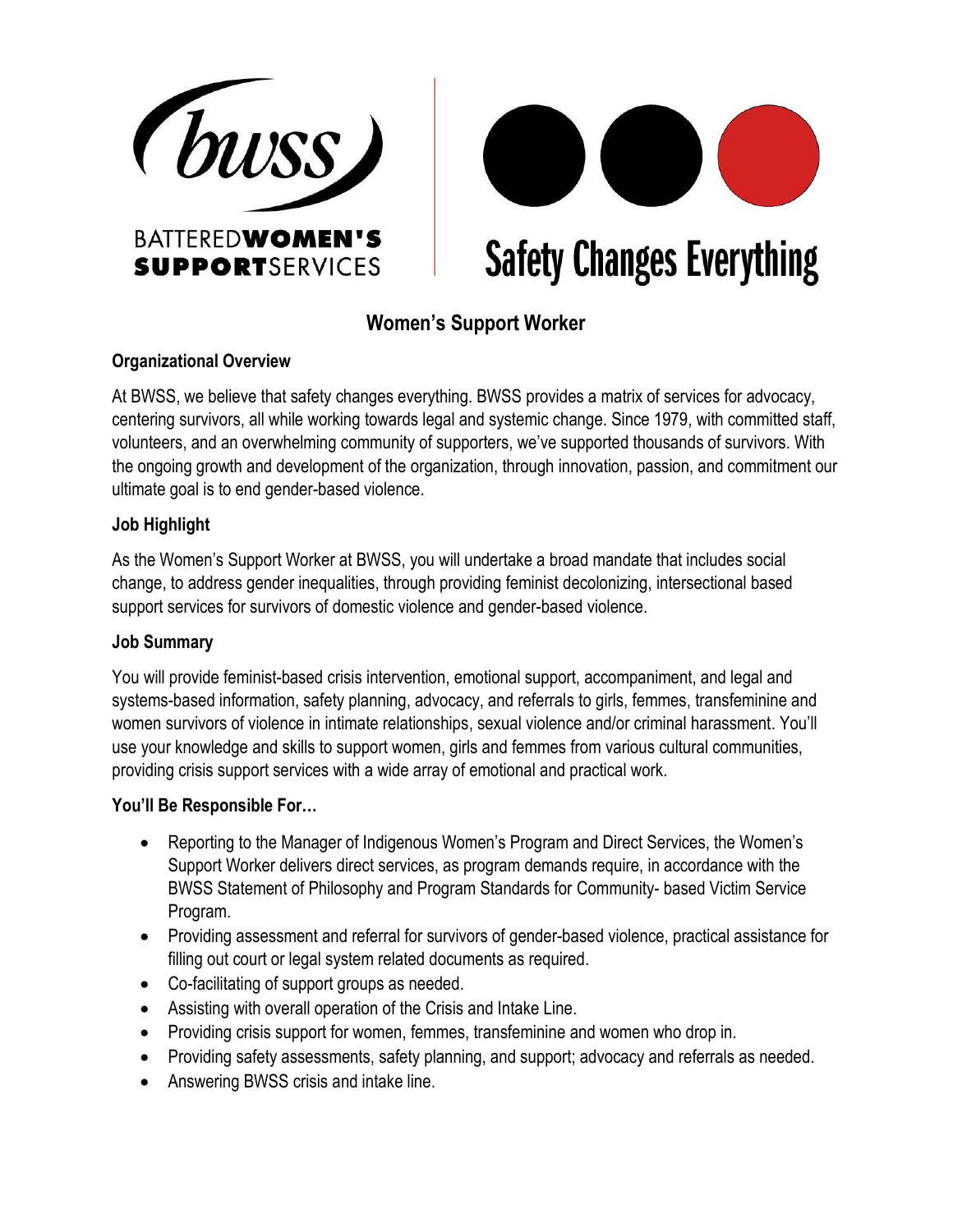bwss

BATTERED**WOMEN'S**
**SUPPORT**SERVICES

Safety Changes Everything

# Women's Support Worker

**Organizational Overview**

At BWSS, we believe that safety changes everything. BWSS provides a matrix of services for advocacy, centering survivors, all while working towards legal and systemic change. Since 1979, with committed staff, volunteers, and an overwhelming community of supporters, we've supported thousands of survivors. With the ongoing growth and development of the organization, through innovation, passion, and commitment our ultimate goal is to end gender-based violence.

**Job Highlight**

As the Women's Support Worker at BWSS, you will undertake a broad mandate that includes social change, to address gender inequalities, through providing feminist decolonizing, intersectional based support services for survivors of domestic violence and gender-based violence.

**Job Summary**

You will provide feminist-based crisis intervention, emotional support, accompaniment, and legal and systems-based information, safety planning, advocacy, and referrals to girls, femmes, transfeminine and women survivors of violence in intimate relationships, sexual violence and/or criminal harassment. You'll use your knowledge and skills to support women, girls and femmes from various cultural communities, providing crisis support services with a wide array of emotional and practical work.

**You'll Be Responsible For…**

- Reporting to the Manager of Indigenous Women's Program and Direct Services, the Women's Support Worker delivers direct services, as program demands require, in accordance with the BWSS Statement of Philosophy and Program Standards for Community- based Victim Service Program.
- Providing assessment and referral for survivors of gender-based violence, practical assistance for filling out court or legal system related documents as required.
- Co-facilitating of support groups as needed.
- Assisting with overall operation of the Crisis and Intake Line.
- Providing crisis support for women, femmes, transfeminine and women who drop in.
- Providing safety assessments, safety planning, and support; advocacy and referrals as needed.
- Answering BWSS crisis and intake line.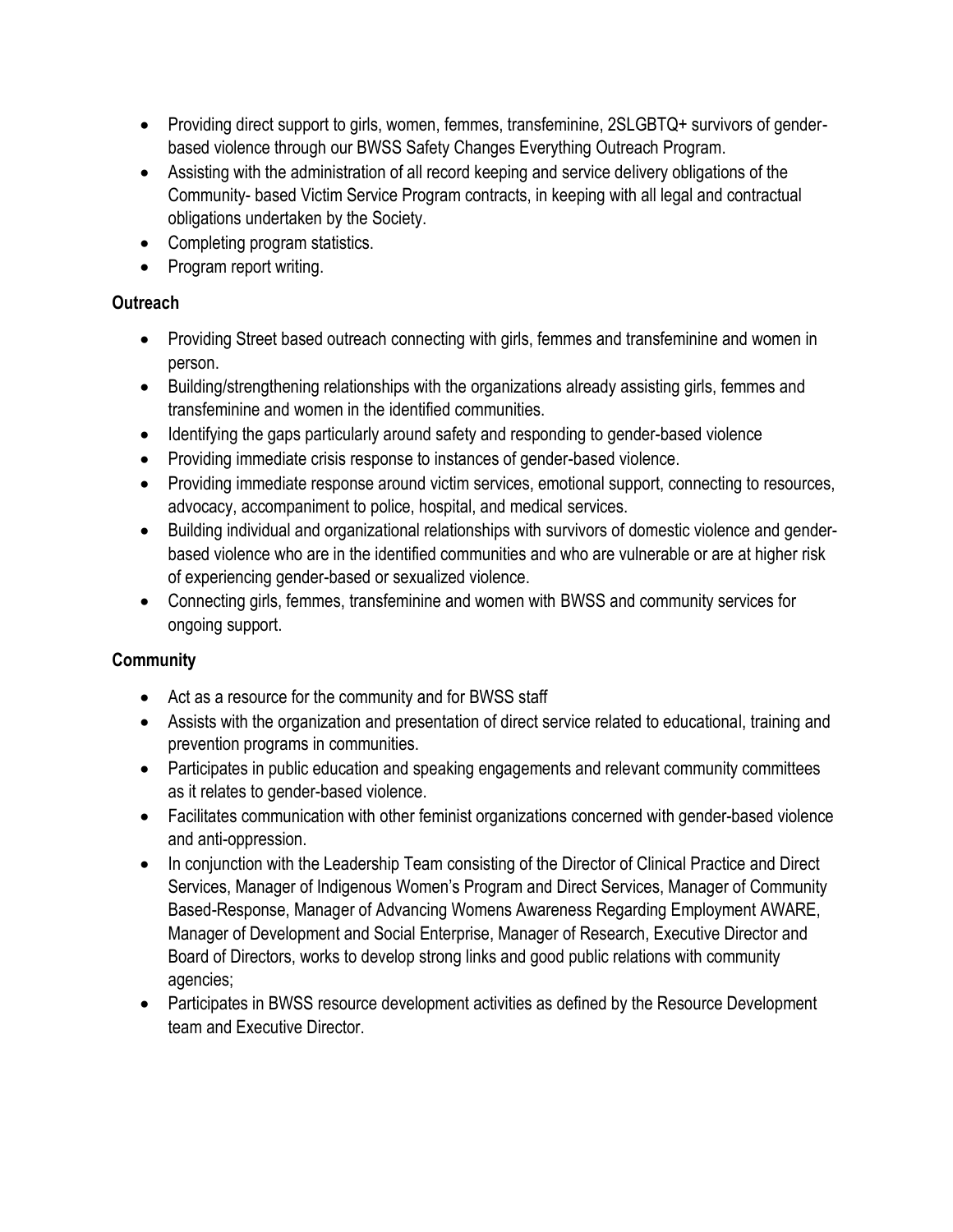- Providing direct support to girls, women, femmes, transfeminine, 2SLGBTQ+ survivors of gender-based violence through our BWSS Safety Changes Everything Outreach Program.
- Assisting with the administration of all record keeping and service delivery obligations of the Community- based Victim Service Program contracts, in keeping with all legal and contractual obligations undertaken by the Society.
- Completing program statistics.
- Program report writing.

**Outreach**

- Providing Street based outreach connecting with girls, femmes and transfeminine and women in person.
- Building/strengthening relationships with the organizations already assisting girls, femmes and transfeminine and women in the identified communities.
- Identifying the gaps particularly around safety and responding to gender-based violence
- Providing immediate crisis response to instances of gender-based violence.
- Providing immediate response around victim services, emotional support, connecting to resources, advocacy, accompaniment to police, hospital, and medical services.
- Building individual and organizational relationships with survivors of domestic violence and gender-based violence who are in the identified communities and who are vulnerable or are at higher risk of experiencing gender-based or sexualized violence.
- Connecting girls, femmes, transfeminine and women with BWSS and community services for ongoing support.

**Community**

- Act as a resource for the community and for BWSS staff
- Assists with the organization and presentation of direct service related to educational, training and prevention programs in communities.
- Participates in public education and speaking engagements and relevant community committees as it relates to gender-based violence.
- Facilitates communication with other feminist organizations concerned with gender-based violence and anti-oppression.
- In conjunction with the Leadership Team consisting of the Director of Clinical Practice and Direct Services, Manager of Indigenous Women's Program and Direct Services, Manager of Community Based-Response, Manager of Advancing Womens Awareness Regarding Employment AWARE, Manager of Development and Social Enterprise, Manager of Research, Executive Director and Board of Directors, works to develop strong links and good public relations with community agencies;
- Participates in BWSS resource development activities as defined by the Resource Development team and Executive Director.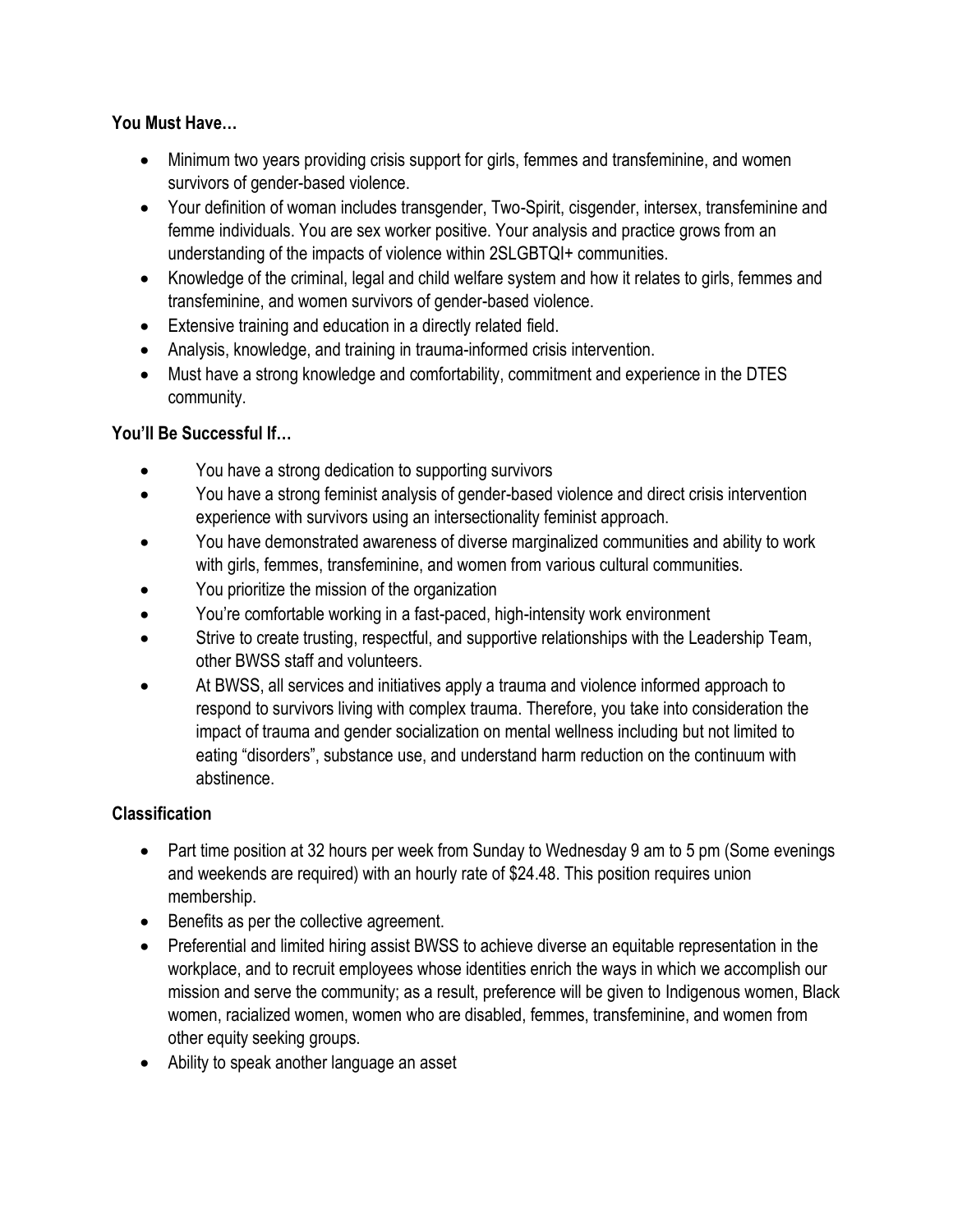**You Must Have…**

- Minimum two years providing crisis support for girls, femmes and transfeminine, and women survivors of gender-based violence.
- Your definition of woman includes transgender, Two-Spirit, cisgender, intersex, transfeminine and femme individuals. You are sex worker positive. Your analysis and practice grows from an understanding of the impacts of violence within 2SLGBTQI+ communities.
- Knowledge of the criminal, legal and child welfare system and how it relates to girls, femmes and transfeminine, and women survivors of gender-based violence.
- Extensive training and education in a directly related field.
- Analysis, knowledge, and training in trauma-informed crisis intervention.
- Must have a strong knowledge and comfortability, commitment and experience in the DTES community.

**You'll Be Successful If…**

- You have a strong dedication to supporting survivors
- You have a strong feminist analysis of gender-based violence and direct crisis intervention experience with survivors using an intersectionality feminist approach.
- You have demonstrated awareness of diverse marginalized communities and ability to work with girls, femmes, transfeminine, and women from various cultural communities.
- You prioritize the mission of the organization
- You're comfortable working in a fast-paced, high-intensity work environment
- Strive to create trusting, respectful, and supportive relationships with the Leadership Team, other BWSS staff and volunteers.
- At BWSS, all services and initiatives apply a trauma and violence informed approach to respond to survivors living with complex trauma. Therefore, you take into consideration the impact of trauma and gender socialization on mental wellness including but not limited to eating "disorders", substance use, and understand harm reduction on the continuum with abstinence.

**Classification**

- Part time position at 32 hours per week from Sunday to Wednesday 9 am to 5 pm (Some evenings and weekends are required) with an hourly rate of $24.48. This position requires union membership.
- Benefits as per the collective agreement.
- Preferential and limited hiring assist BWSS to achieve diverse an equitable representation in the workplace, and to recruit employees whose identities enrich the ways in which we accomplish our mission and serve the community; as a result, preference will be given to Indigenous women, Black women, racialized women, women who are disabled, femmes, transfeminine, and women from other equity seeking groups.
- Ability to speak another language an asset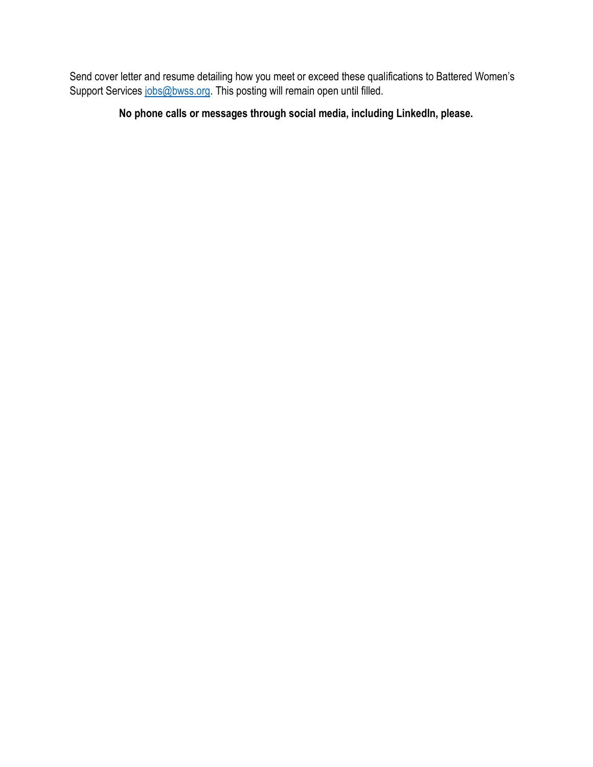Send cover letter and resume detailing how you meet or exceed these qualifications to Battered Women's Support Services jobs@bwss.org. This posting will remain open until filled.

**No phone calls or messages through social media, including LinkedIn, please.**